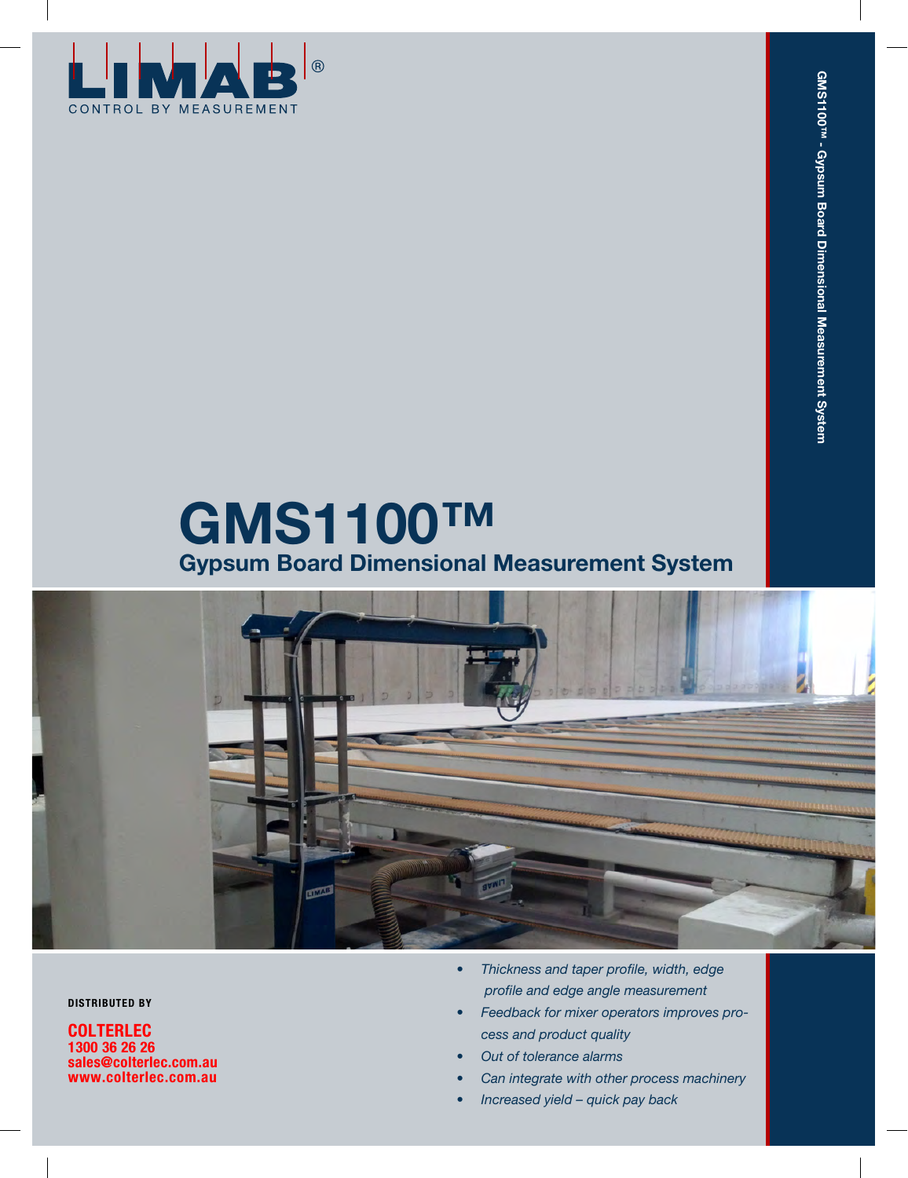LIMAB®

CONTROL BY MEASUREMENT

GMS1100™ - Gypsum Board Dimensional Measurement System

# GMS1100™

## Gypsum Board Dimensional Measurement System

**DISTRIBUTED BY**

**COLTERLEC**
**1300 36 26 26**
**sales@colterlec.com.au**
**www.colterlec.com.au**

- *Thickness and taper profile, width, edge profile and edge angle measurement*
- *Feedback for mixer operators improves process and product quality*
- *Out of tolerance alarms*
- *Can integrate with other process machinery*
- *Increased yield – quick pay back*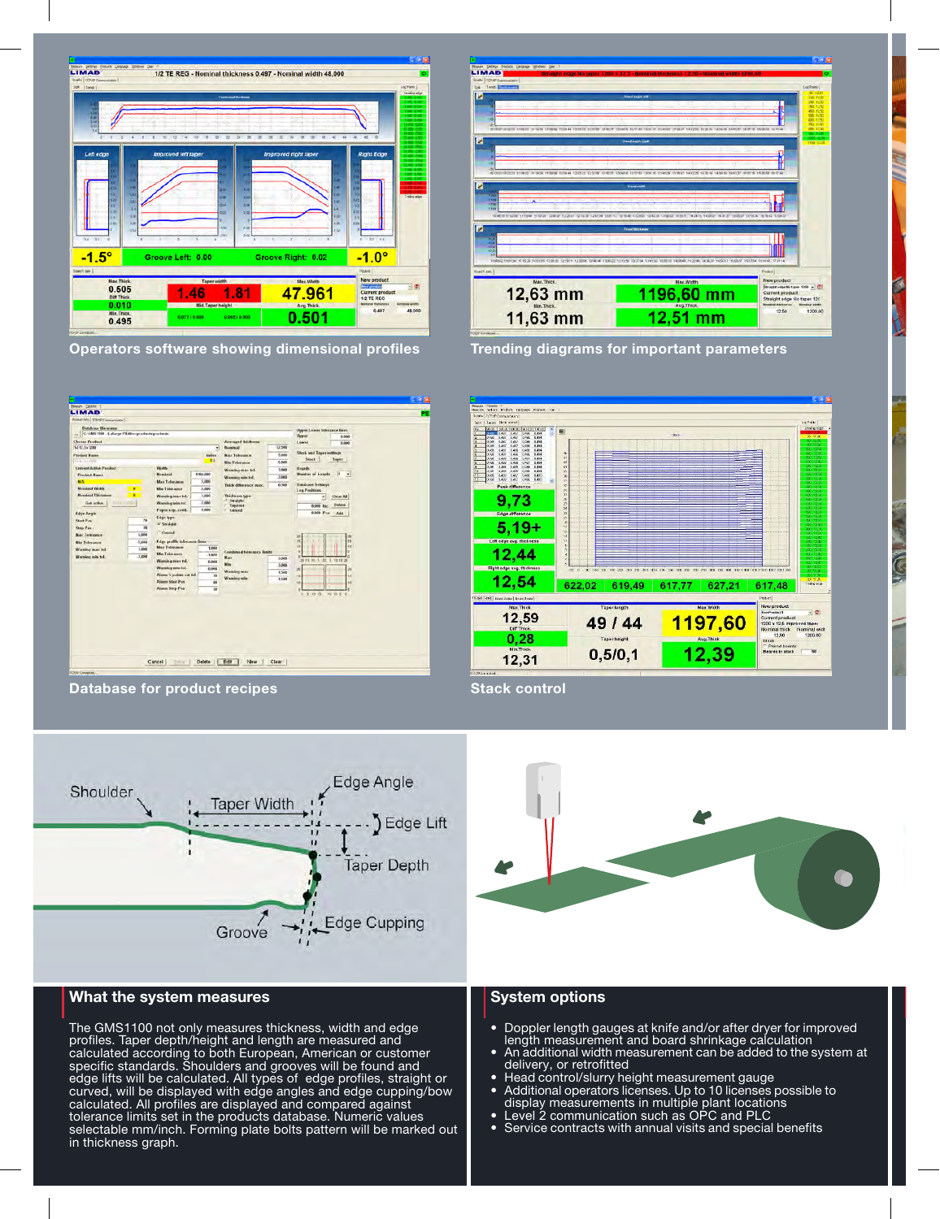Operators software showing dimensional profiles

Trending diagrams for important parameters

Database for product recipes

Stack control

## What the system measures

The GMS1100 not only measures thickness, width and edge profiles. Taper depth/height and length are measured and calculated according to both European, American or customer specific standards. Shoulders and grooves will be found and edge lifts will be calculated. All types of edge profiles, straight or curved, will be displayed with edge angles and edge cupping/bow calculated. All profiles are displayed and compared against tolerance limits set in the products database. Numeric values selectable mm/inch. Forming plate bolts pattern will be marked out in thickness graph.

## System options

- Doppler length gauges at knife and/or after dryer for improved length measurement and board shrinkage calculation
- An additional width measurement can be added to the system at delivery, or retrofitted
- Head control/slurry height measurement gauge
- Additional operators licenses. Up to 10 licenses possible to display measurements in multiple plant locations
- Level 2 communication such as OPC and PLC
- Service contracts with annual visits and special benefits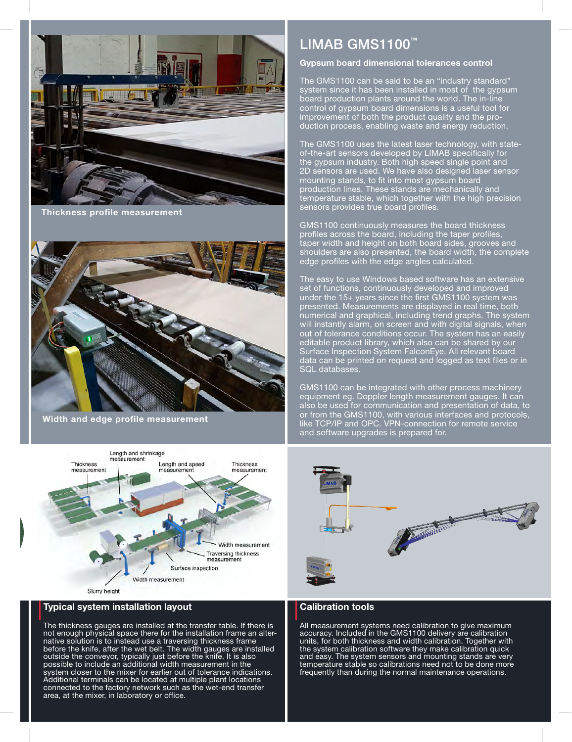Thickness profile measurement

Width and edge profile measurement

## LIMAB GMS1100™

### Gypsum board dimensional tolerances control

The GMS1100 can be said to be an "industry standard" system since it has been installed in most of the gypsum board production plants around the world. The in-line control of gypsum board dimensions is a useful tool for improvement of both the product quality and the production process, enabling waste and energy reduction.

The GMS1100 uses the latest laser technology, with state-of-the-art sensors developed by LIMAB specifically for the gypsum industry. Both high speed single point and 2D sensors are used. We have also designed laser sensor mounting stands, to fit into most gypsum board production lines. These stands are mechanically and temperature stable, which together with the high precision sensors provides true board profiles.

GMS1100 continuously measures the board thickness profiles across the board, including the taper profiles, taper width and height on both board sides, grooves and shoulders are also presented, the board width, the complete edge profiles with the edge angles calculated.

The easy to use Windows based software has an extensive set of functions, continuously developed and improved under the 15+ years since the first GMS1100 system was presented. Measurements are displayed in real time, both numerical and graphical, including trend graphs. The system will instantly alarm, on screen and with digital signals, when out of tolerance conditions occur. The system has an easily editable product library, which also can be shared by our Surface Inspection System FalconEye. All relevant board data can be printed on request and logged as text files or in SQL databases.

GMS1100 can be integrated with other process machinery equipment eg. Doppler length measurement gauges. It can also be used for communication and presentation of data, to or from the GMS1100, with various interfaces and protocols, like TCP/IP and OPC. VPN-connection for remote service and software upgrades is prepared for.

Length and shrinkage measurement

Thickness measurement

Length and speed measurement

Thickness measurement

Width measurement

Traversing thickness measurement

Surface inspection

Width measurement

Slurry height

### Typical system installation layout

The thickness gauges are installed at the transfer table. If there is not enough physical space there for the installation frame an alternative solution is to instead use a traversing thickness frame before the knife, after the wet belt. The width gauges are installed outside the conveyor, typically just before the knife. It is also possible to include an additional width measurement in the system closer to the mixer for earlier out of tolerance indications. Additional terminals can be located at multiple plant locations connected to the factory network such as the wet-end transfer area, at the mixer, in laboratory or office.

### Calibration tools

All measurement systems need calibration to give maximum accuracy. Included in the GMS1100 delivery are calibration units, for both thickness and width calibration. Together with the system calibration software they make calibration quick and easy. The system sensors and mounting stands are very temperature stable so calibrations need not to be done more frequently than during the normal maintenance operations.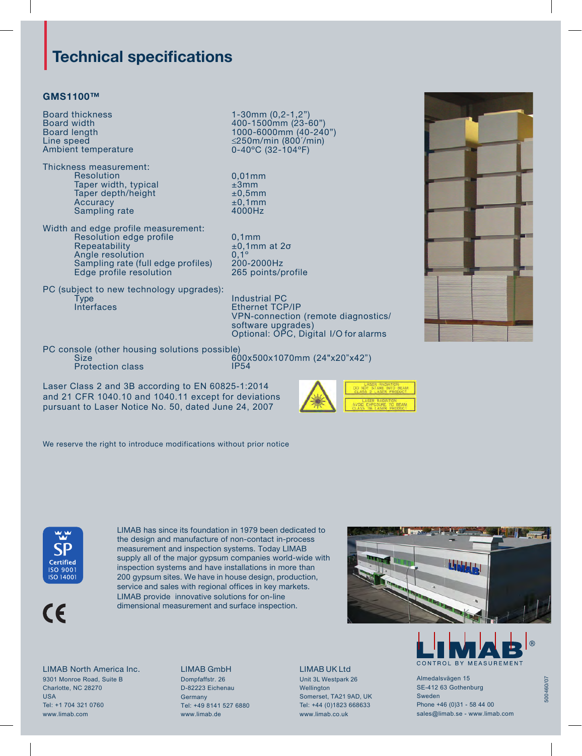# Technical specifications

### GMS1100™

| | |
|---|---|
| Board thickness | 1-30mm (0,2-1,2”) |
| Board width | 400-1500mm (23-60”) |
| Board length | 1000-6000mm (40-240”) |
| Line speed | ≤250m/min (800´/min) |
| Ambient temperature | 0-40°C (32-104°F) |
| **Thickness measurement:** | |
| Resolution | 0,01mm |
| Taper width, typical | ±3mm |
| Taper depth/height | ±0,5mm |
| Accuracy | ±0,1mm |
| Sampling rate | 4000Hz |
| **Width and edge profile measurement:** | |
| Resolution edge profile | 0,1mm |
| Repeatability | ±0,1mm at 2σ |
| Angle resolution | 0,1° |
| Sampling rate (full edge profiles) | 200-2000Hz |
| Edge profile resolution | 265 points/profile |
| **PC (subject to new technology upgrades):** | |
| Type | Industrial PC |
| Interfaces | Ethernet TCP/IP<br>VPN-connection (remote diagnostics/ software upgrades)<br>Optional: OPC, Digital I/O for alarms |
| **PC console (other housing solutions possible)** | |
| Size | 600x500x1070mm (24"x20"x42") |
| Protection class | IP54 |

Laser Class 2 and 3B according to EN 60825-1:2014 and 21 CFR 1040.10 and 1040.11 except for deviations pursuant to Laser Notice No. 50, dated June 24, 2007

LASER RADIATION
DO NOT STARE INTO BEAM
CLASS 2 LASER PRODUCT

LASER RADIATION
AVOID EXPOSURE TO BEAM
CLASS 3B LASER PRODUCT

We reserve the right to introduce modifications without prior notice

SP Certified ISO 9001 ISO 14001

CE

LIMAB has since its foundation in 1979 been dedicated to the design and manufacture of non-contact in-process measurement and inspection systems. Today LIMAB supply all of the major gypsum companies world-wide with inspection systems and have installations in more than 200 gypsum sites. We have in house design, production, service and sales with regional offices in key markets. LIMAB provide innovative solutions for on-line dimensional measurement and surface inspection.

LIMAB®
CONTROL BY MEASUREMENT

**LIMAB North America Inc.**
9301 Monroe Road, Suite B
Charlotte, NC 28270
USA
Tel: +1 704 321 0760
www.limab.com

**LIMAB GmbH**
Dompfaffstr. 26
D-82223 Eichenau
Germany
Tel: +49 8141 527 6880
www.limab.de

**LIMAB UK Ltd**
Unit 3L Westpark 26
Wellington
Somerset, TA21 9AD, UK
Tel: +44 (0)1823 668633
www.limab.co.uk

Almedalsvägen 15
SE-412 63 Gothenburg
Sweden
Phone +46 (0)31 - 58 44 00
sales@limab.se - www.limab.com

500460/07